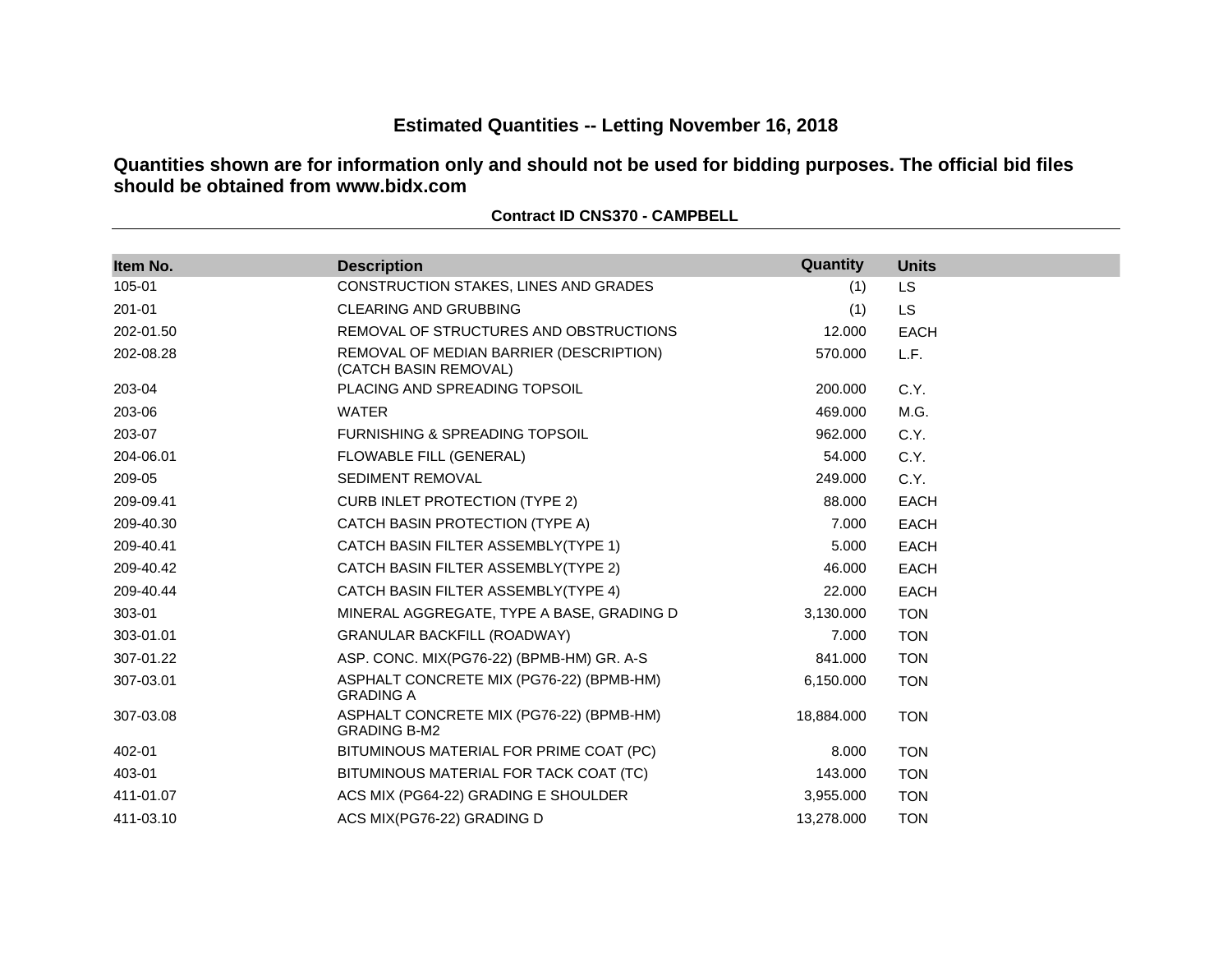# Estimated Quantities -- Letting November 16, 2018

**Quantities shown are for information only and should not be used for bidding purposes. The official bid files should be obtained from www.bidx.com**

**Contract ID CNS370 - CAMPBELL**

| Item No. | Description | Quantity | Units |
|---|---|---|---|
| 105-01 | CONSTRUCTION STAKES, LINES AND GRADES | (1) | LS |
| 201-01 | CLEARING AND GRUBBING | (1) | LS |
| 202-01.50 | REMOVAL OF STRUCTURES AND OBSTRUCTIONS | 12.000 | EACH |
| 202-08.28 | REMOVAL OF MEDIAN BARRIER (DESCRIPTION) (CATCH BASIN REMOVAL) | 570.000 | L.F. |
| 203-04 | PLACING AND SPREADING TOPSOIL | 200.000 | C.Y. |
| 203-06 | WATER | 469.000 | M.G. |
| 203-07 | FURNISHING & SPREADING TOPSOIL | 962.000 | C.Y. |
| 204-06.01 | FLOWABLE FILL (GENERAL) | 54.000 | C.Y. |
| 209-05 | SEDIMENT REMOVAL | 249.000 | C.Y. |
| 209-09.41 | CURB INLET PROTECTION (TYPE 2) | 88.000 | EACH |
| 209-40.30 | CATCH BASIN PROTECTION (TYPE A) | 7.000 | EACH |
| 209-40.41 | CATCH BASIN FILTER ASSEMBLY(TYPE 1) | 5.000 | EACH |
| 209-40.42 | CATCH BASIN FILTER ASSEMBLY(TYPE 2) | 46.000 | EACH |
| 209-40.44 | CATCH BASIN FILTER ASSEMBLY(TYPE 4) | 22.000 | EACH |
| 303-01 | MINERAL AGGREGATE, TYPE A BASE, GRADING D | 3,130.000 | TON |
| 303-01.01 | GRANULAR BACKFILL (ROADWAY) | 7.000 | TON |
| 307-01.22 | ASP. CONC. MIX(PG76-22) (BPMB-HM) GR. A-S | 841.000 | TON |
| 307-03.01 | ASPHALT CONCRETE MIX (PG76-22) (BPMB-HM) GRADING A | 6,150.000 | TON |
| 307-03.08 | ASPHALT CONCRETE MIX (PG76-22) (BPMB-HM) GRADING B-M2 | 18,884.000 | TON |
| 402-01 | BITUMINOUS MATERIAL FOR PRIME COAT (PC) | 8.000 | TON |
| 403-01 | BITUMINOUS MATERIAL FOR TACK COAT (TC) | 143.000 | TON |
| 411-01.07 | ACS MIX (PG64-22) GRADING E SHOULDER | 3,955.000 | TON |
| 411-03.10 | ACS MIX(PG76-22) GRADING D | 13,278.000 | TON |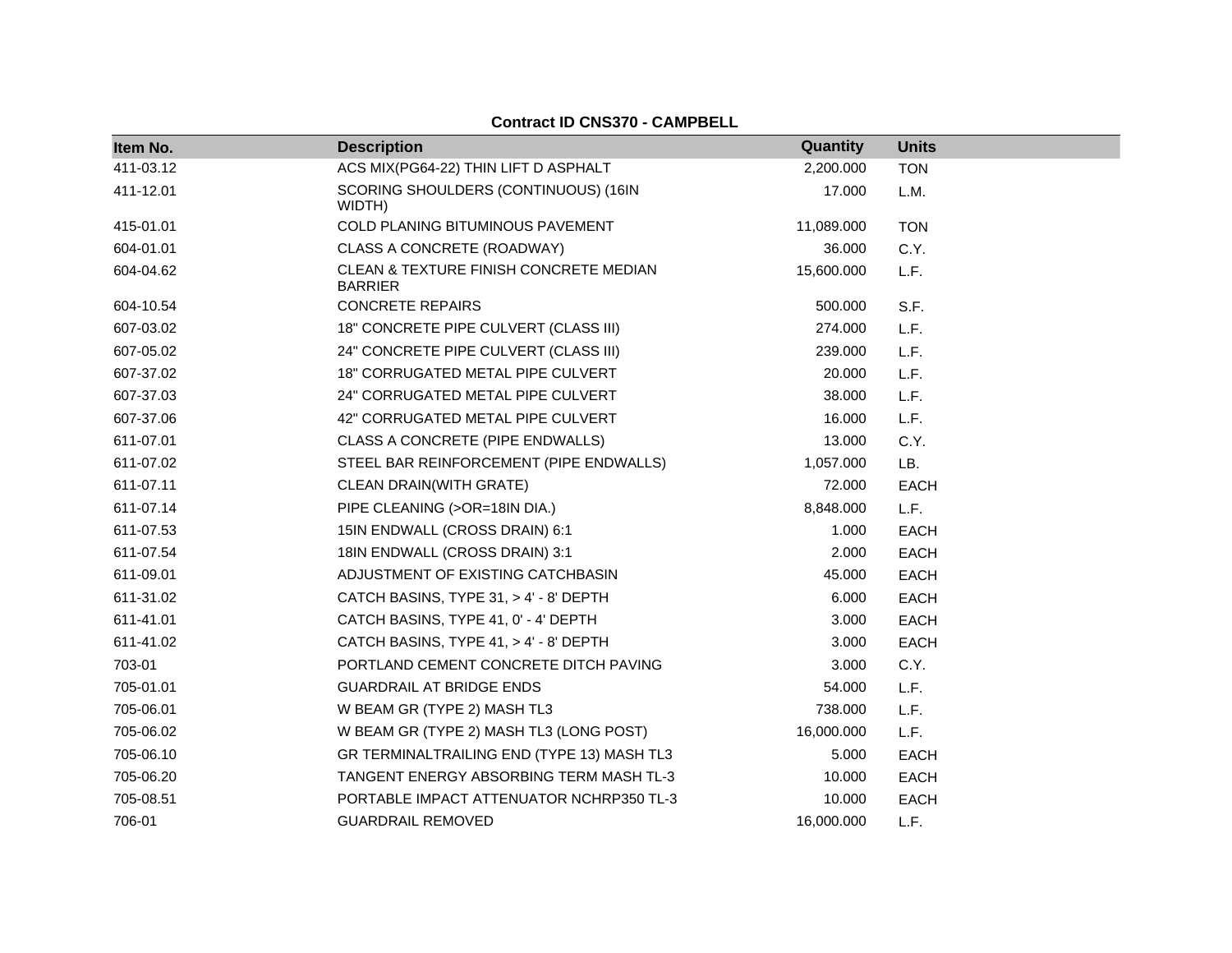**Contract ID CNS370 - CAMPBELL**

| Item No. | Description | Quantity | Units |
|---|---|---|---|
| 411-03.12 | ACS MIX(PG64-22) THIN LIFT D ASPHALT | 2,200.000 | TON |
| 411-12.01 | SCORING SHOULDERS (CONTINUOUS) (16IN WIDTH) | 17.000 | L.M. |
| 415-01.01 | COLD PLANING BITUMINOUS PAVEMENT | 11,089.000 | TON |
| 604-01.01 | CLASS A CONCRETE (ROADWAY) | 36.000 | C.Y. |
| 604-04.62 | CLEAN & TEXTURE FINISH CONCRETE MEDIAN BARRIER | 15,600.000 | L.F. |
| 604-10.54 | CONCRETE REPAIRS | 500.000 | S.F. |
| 607-03.02 | 18" CONCRETE PIPE CULVERT (CLASS III) | 274.000 | L.F. |
| 607-05.02 | 24" CONCRETE PIPE CULVERT (CLASS III) | 239.000 | L.F. |
| 607-37.02 | 18" CORRUGATED METAL PIPE CULVERT | 20.000 | L.F. |
| 607-37.03 | 24" CORRUGATED METAL PIPE CULVERT | 38.000 | L.F. |
| 607-37.06 | 42" CORRUGATED METAL PIPE CULVERT | 16.000 | L.F. |
| 611-07.01 | CLASS A CONCRETE (PIPE ENDWALLS) | 13.000 | C.Y. |
| 611-07.02 | STEEL BAR REINFORCEMENT (PIPE ENDWALLS) | 1,057.000 | LB. |
| 611-07.11 | CLEAN DRAIN(WITH GRATE) | 72.000 | EACH |
| 611-07.14 | PIPE CLEANING (>OR=18IN DIA.) | 8,848.000 | L.F. |
| 611-07.53 | 15IN ENDWALL (CROSS DRAIN) 6:1 | 1.000 | EACH |
| 611-07.54 | 18IN ENDWALL (CROSS DRAIN) 3:1 | 2.000 | EACH |
| 611-09.01 | ADJUSTMENT OF EXISTING CATCHBASIN | 45.000 | EACH |
| 611-31.02 | CATCH BASINS, TYPE 31, > 4' - 8' DEPTH | 6.000 | EACH |
| 611-41.01 | CATCH BASINS, TYPE 41, 0' - 4' DEPTH | 3.000 | EACH |
| 611-41.02 | CATCH BASINS, TYPE 41, > 4' - 8' DEPTH | 3.000 | EACH |
| 703-01 | PORTLAND CEMENT CONCRETE DITCH PAVING | 3.000 | C.Y. |
| 705-01.01 | GUARDRAIL AT BRIDGE ENDS | 54.000 | L.F. |
| 705-06.01 | W BEAM GR (TYPE 2) MASH TL3 | 738.000 | L.F. |
| 705-06.02 | W BEAM GR (TYPE 2) MASH TL3 (LONG POST) | 16,000.000 | L.F. |
| 705-06.10 | GR TERMINALTRAILING END (TYPE 13) MASH TL3 | 5.000 | EACH |
| 705-06.20 | TANGENT ENERGY ABSORBING TERM MASH TL-3 | 10.000 | EACH |
| 705-08.51 | PORTABLE IMPACT ATTENUATOR NCHRP350 TL-3 | 10.000 | EACH |
| 706-01 | GUARDRAIL REMOVED | 16,000.000 | L.F. |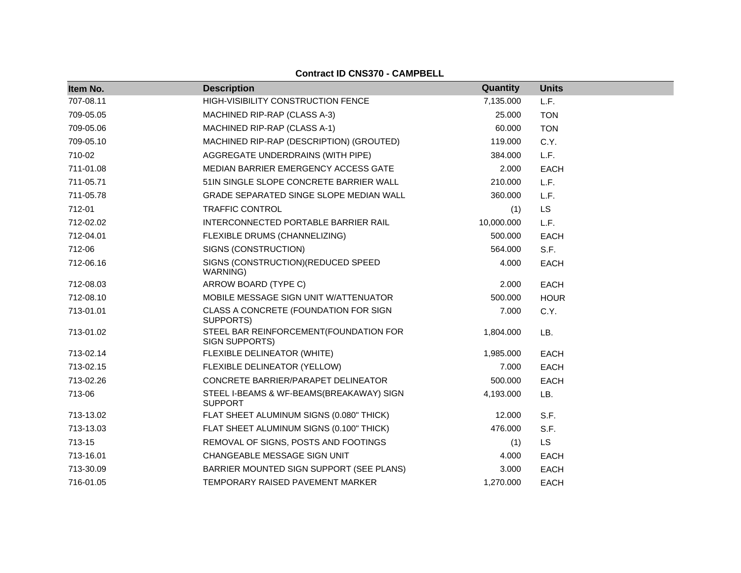**Contract ID CNS370 - CAMPBELL**

| Item No. | Description | Quantity | Units |
| --- | --- | --- | --- |
| 707-08.11 | HIGH-VISIBILITY CONSTRUCTION FENCE | 7,135.000 | L.F. |
| 709-05.05 | MACHINED RIP-RAP (CLASS A-3) | 25.000 | TON |
| 709-05.06 | MACHINED RIP-RAP (CLASS A-1) | 60.000 | TON |
| 709-05.10 | MACHINED RIP-RAP (DESCRIPTION) (GROUTED) | 119.000 | C.Y. |
| 710-02 | AGGREGATE UNDERDRAINS (WITH PIPE) | 384.000 | L.F. |
| 711-01.08 | MEDIAN BARRIER EMERGENCY ACCESS GATE | 2.000 | EACH |
| 711-05.71 | 51IN SINGLE SLOPE CONCRETE BARRIER WALL | 210.000 | L.F. |
| 711-05.78 | GRADE SEPARATED SINGE SLOPE MEDIAN WALL | 360.000 | L.F. |
| 712-01 | TRAFFIC CONTROL | (1) | LS |
| 712-02.02 | INTERCONNECTED PORTABLE BARRIER RAIL | 10,000.000 | L.F. |
| 712-04.01 | FLEXIBLE DRUMS (CHANNELIZING) | 500.000 | EACH |
| 712-06 | SIGNS (CONSTRUCTION) | 564.000 | S.F. |
| 712-06.16 | SIGNS (CONSTRUCTION)(REDUCED SPEED WARNING) | 4.000 | EACH |
| 712-08.03 | ARROW BOARD (TYPE C) | 2.000 | EACH |
| 712-08.10 | MOBILE MESSAGE SIGN UNIT W/ATTENUATOR | 500.000 | HOUR |
| 713-01.01 | CLASS A CONCRETE (FOUNDATION FOR SIGN SUPPORTS) | 7.000 | C.Y. |
| 713-01.02 | STEEL BAR REINFORCEMENT(FOUNDATION FOR SIGN SUPPORTS) | 1,804.000 | LB. |
| 713-02.14 | FLEXIBLE DELINEATOR (WHITE) | 1,985.000 | EACH |
| 713-02.15 | FLEXIBLE DELINEATOR (YELLOW) | 7.000 | EACH |
| 713-02.26 | CONCRETE BARRIER/PARAPET DELINEATOR | 500.000 | EACH |
| 713-06 | STEEL I-BEAMS & WF-BEAMS(BREAKAWAY) SIGN SUPPORT | 4,193.000 | LB. |
| 713-13.02 | FLAT SHEET ALUMINUM SIGNS (0.080" THICK) | 12.000 | S.F. |
| 713-13.03 | FLAT SHEET ALUMINUM SIGNS (0.100" THICK) | 476.000 | S.F. |
| 713-15 | REMOVAL OF SIGNS, POSTS AND FOOTINGS | (1) | LS |
| 713-16.01 | CHANGEABLE MESSAGE SIGN UNIT | 4.000 | EACH |
| 713-30.09 | BARRIER MOUNTED SIGN SUPPORT (SEE PLANS) | 3.000 | EACH |
| 716-01.05 | TEMPORARY RAISED PAVEMENT MARKER | 1,270.000 | EACH |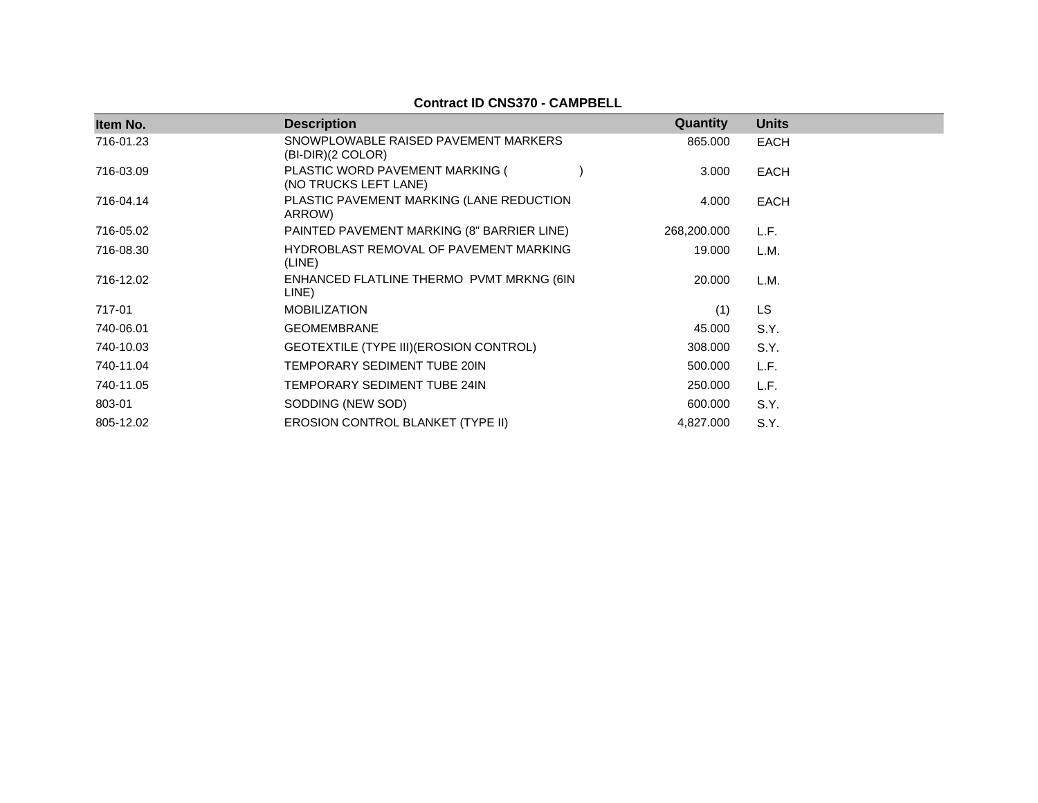**Contract ID CNS370 - CAMPBELL**

| Item No. | Description | Quantity | Units |
|---|---|---|---|
| 716-01.23 | SNOWPLOWABLE RAISED PAVEMENT MARKERS (BI-DIR)(2 COLOR) | 865.000 | EACH |
| 716-03.09 | PLASTIC WORD PAVEMENT MARKING ( ) (NO TRUCKS LEFT LANE) | 3.000 | EACH |
| 716-04.14 | PLASTIC PAVEMENT MARKING (LANE REDUCTION ARROW) | 4.000 | EACH |
| 716-05.02 | PAINTED PAVEMENT MARKING (8" BARRIER LINE) | 268,200.000 | L.F. |
| 716-08.30 | HYDROBLAST REMOVAL OF PAVEMENT MARKING (LINE) | 19.000 | L.M. |
| 716-12.02 | ENHANCED FLATLINE THERMO PVMT MRKNG (6IN LINE) | 20.000 | L.M. |
| 717-01 | MOBILIZATION | (1) | LS |
| 740-06.01 | GEOMEMBRANE | 45.000 | S.Y. |
| 740-10.03 | GEOTEXTILE (TYPE III)(EROSION CONTROL) | 308.000 | S.Y. |
| 740-11.04 | TEMPORARY SEDIMENT TUBE 20IN | 500.000 | L.F. |
| 740-11.05 | TEMPORARY SEDIMENT TUBE 24IN | 250.000 | L.F. |
| 803-01 | SODDING (NEW SOD) | 600.000 | S.Y. |
| 805-12.02 | EROSION CONTROL BLANKET (TYPE II) | 4,827.000 | S.Y. |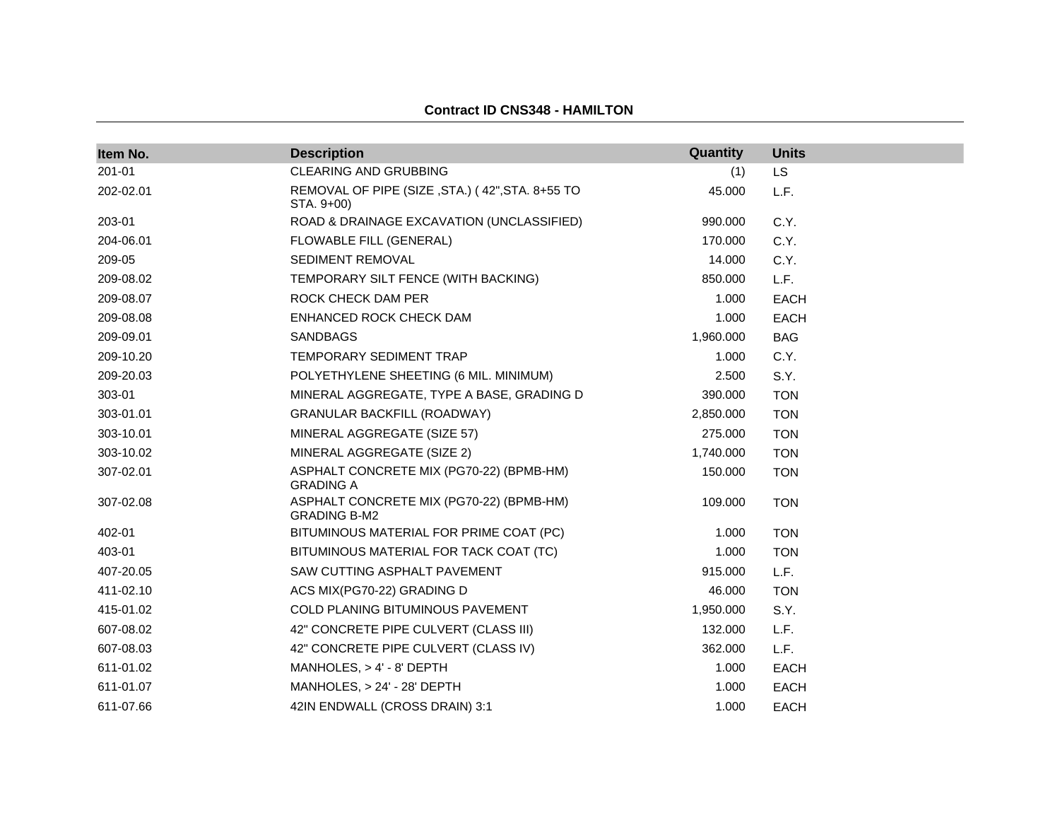**Contract ID CNS348 - HAMILTON**

| Item No. | Description | Quantity | Units |
|---|---|---|---|
| 201-01 | CLEARING AND GRUBBING | (1) | LS |
| 202-02.01 | REMOVAL OF PIPE (SIZE ,STA.) ( 42",STA. 8+55 TO STA. 9+00) | 45.000 | L.F. |
| 203-01 | ROAD & DRAINAGE EXCAVATION (UNCLASSIFIED) | 990.000 | C.Y. |
| 204-06.01 | FLOWABLE FILL (GENERAL) | 170.000 | C.Y. |
| 209-05 | SEDIMENT REMOVAL | 14.000 | C.Y. |
| 209-08.02 | TEMPORARY SILT FENCE (WITH BACKING) | 850.000 | L.F. |
| 209-08.07 | ROCK CHECK DAM PER | 1.000 | EACH |
| 209-08.08 | ENHANCED ROCK CHECK DAM | 1.000 | EACH |
| 209-09.01 | SANDBAGS | 1,960.000 | BAG |
| 209-10.20 | TEMPORARY SEDIMENT TRAP | 1.000 | C.Y. |
| 209-20.03 | POLYETHYLENE SHEETING (6 MIL. MINIMUM) | 2.500 | S.Y. |
| 303-01 | MINERAL AGGREGATE, TYPE A BASE, GRADING D | 390.000 | TON |
| 303-01.01 | GRANULAR BACKFILL (ROADWAY) | 2,850.000 | TON |
| 303-10.01 | MINERAL AGGREGATE (SIZE 57) | 275.000 | TON |
| 303-10.02 | MINERAL AGGREGATE (SIZE 2) | 1,740.000 | TON |
| 307-02.01 | ASPHALT CONCRETE MIX (PG70-22) (BPMB-HM) GRADING A | 150.000 | TON |
| 307-02.08 | ASPHALT CONCRETE MIX (PG70-22) (BPMB-HM) GRADING B-M2 | 109.000 | TON |
| 402-01 | BITUMINOUS MATERIAL FOR PRIME COAT (PC) | 1.000 | TON |
| 403-01 | BITUMINOUS MATERIAL FOR TACK COAT (TC) | 1.000 | TON |
| 407-20.05 | SAW CUTTING ASPHALT PAVEMENT | 915.000 | L.F. |
| 411-02.10 | ACS MIX(PG70-22) GRADING D | 46.000 | TON |
| 415-01.02 | COLD PLANING BITUMINOUS PAVEMENT | 1,950.000 | S.Y. |
| 607-08.02 | 42" CONCRETE PIPE CULVERT (CLASS III) | 132.000 | L.F. |
| 607-08.03 | 42" CONCRETE PIPE CULVERT (CLASS IV) | 362.000 | L.F. |
| 611-01.02 | MANHOLES, > 4' - 8' DEPTH | 1.000 | EACH |
| 611-01.07 | MANHOLES, > 24' - 28' DEPTH | 1.000 | EACH |
| 611-07.66 | 42IN ENDWALL (CROSS DRAIN) 3:1 | 1.000 | EACH |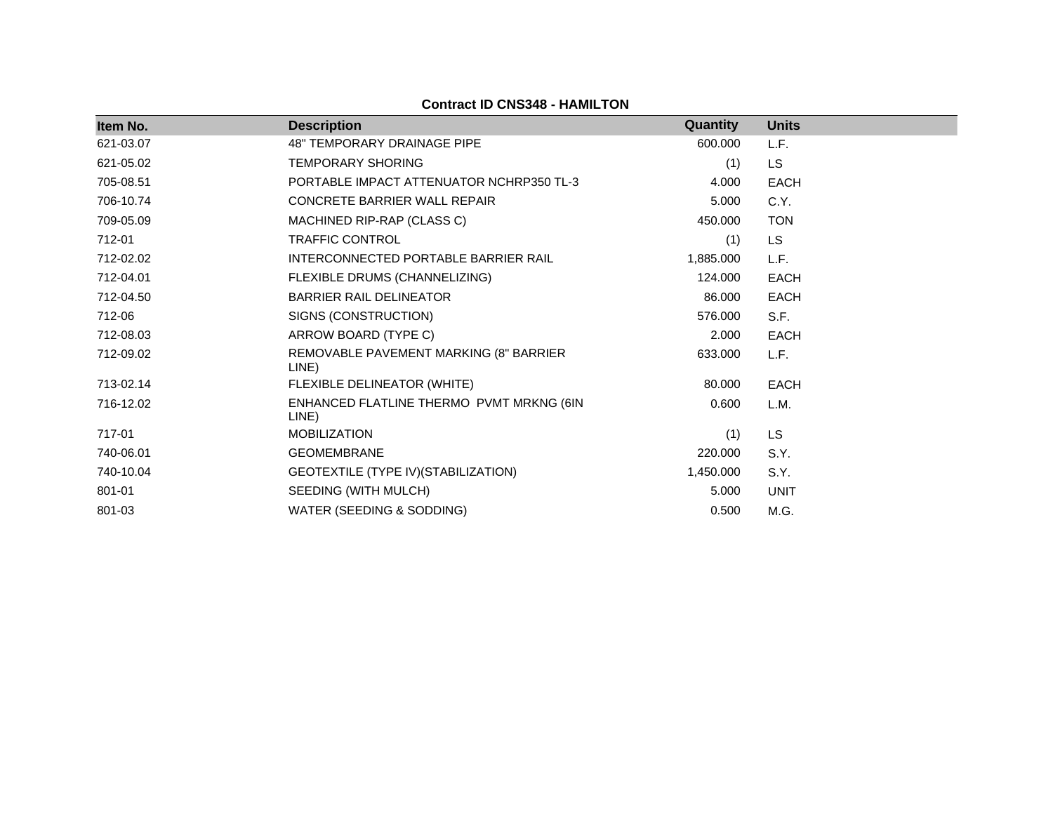**Contract ID CNS348 - HAMILTON**

| Item No. | Description | Quantity | Units |
|---|---|---|---|
| 621-03.07 | 48" TEMPORARY DRAINAGE PIPE | 600.000 | L.F. |
| 621-05.02 | TEMPORARY SHORING | (1) | LS |
| 705-08.51 | PORTABLE IMPACT ATTENUATOR NCHRP350 TL-3 | 4.000 | EACH |
| 706-10.74 | CONCRETE BARRIER WALL REPAIR | 5.000 | C.Y. |
| 709-05.09 | MACHINED RIP-RAP (CLASS C) | 450.000 | TON |
| 712-01 | TRAFFIC CONTROL | (1) | LS |
| 712-02.02 | INTERCONNECTED PORTABLE BARRIER RAIL | 1,885.000 | L.F. |
| 712-04.01 | FLEXIBLE DRUMS (CHANNELIZING) | 124.000 | EACH |
| 712-04.50 | BARRIER RAIL DELINEATOR | 86.000 | EACH |
| 712-06 | SIGNS (CONSTRUCTION) | 576.000 | S.F. |
| 712-08.03 | ARROW BOARD (TYPE C) | 2.000 | EACH |
| 712-09.02 | REMOVABLE PAVEMENT MARKING (8" BARRIER LINE) | 633.000 | L.F. |
| 713-02.14 | FLEXIBLE DELINEATOR (WHITE) | 80.000 | EACH |
| 716-12.02 | ENHANCED FLATLINE THERMO PVMT MRKNG (6IN LINE) | 0.600 | L.M. |
| 717-01 | MOBILIZATION | (1) | LS |
| 740-06.01 | GEOMEMBRANE | 220.000 | S.Y. |
| 740-10.04 | GEOTEXTILE (TYPE IV)(STABILIZATION) | 1,450.000 | S.Y. |
| 801-01 | SEEDING (WITH MULCH) | 5.000 | UNIT |
| 801-03 | WATER (SEEDING & SODDING) | 0.500 | M.G. |